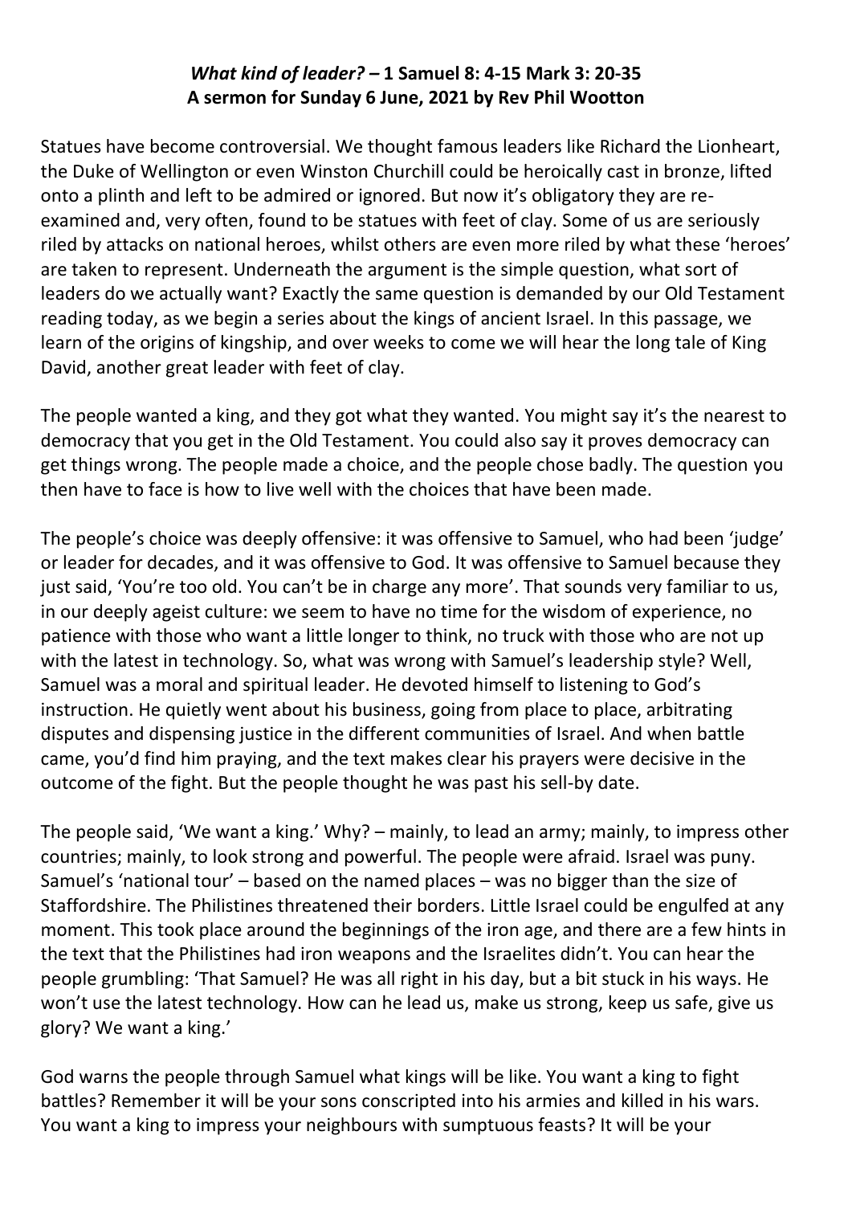***What kind of leader?* – 1 Samuel 8: 4-15 Mark 3: 20-35**
**A sermon for Sunday 6 June, 2021 by Rev Phil Wootton**

Statues have become controversial. We thought famous leaders like Richard the Lionheart, the Duke of Wellington or even Winston Churchill could be heroically cast in bronze, lifted onto a plinth and left to be admired or ignored. But now it's obligatory they are re-examined and, very often, found to be statues with feet of clay. Some of us are seriously riled by attacks on national heroes, whilst others are even more riled by what these 'heroes' are taken to represent. Underneath the argument is the simple question, what sort of leaders do we actually want? Exactly the same question is demanded by our Old Testament reading today, as we begin a series about the kings of ancient Israel. In this passage, we learn of the origins of kingship, and over weeks to come we will hear the long tale of King David, another great leader with feet of clay.

The people wanted a king, and they got what they wanted. You might say it's the nearest to democracy that you get in the Old Testament. You could also say it proves democracy can get things wrong. The people made a choice, and the people chose badly. The question you then have to face is how to live well with the choices that have been made.

The people's choice was deeply offensive: it was offensive to Samuel, who had been 'judge' or leader for decades, and it was offensive to God. It was offensive to Samuel because they just said, 'You're too old. You can't be in charge any more'. That sounds very familiar to us, in our deeply ageist culture: we seem to have no time for the wisdom of experience, no patience with those who want a little longer to think, no truck with those who are not up with the latest in technology. So, what was wrong with Samuel's leadership style? Well, Samuel was a moral and spiritual leader. He devoted himself to listening to God's instruction. He quietly went about his business, going from place to place, arbitrating disputes and dispensing justice in the different communities of Israel. And when battle came, you'd find him praying, and the text makes clear his prayers were decisive in the outcome of the fight. But the people thought he was past his sell-by date.

The people said, 'We want a king.' Why? – mainly, to lead an army; mainly, to impress other countries; mainly, to look strong and powerful. The people were afraid. Israel was puny. Samuel's 'national tour' – based on the named places – was no bigger than the size of Staffordshire. The Philistines threatened their borders. Little Israel could be engulfed at any moment. This took place around the beginnings of the iron age, and there are a few hints in the text that the Philistines had iron weapons and the Israelites didn't. You can hear the people grumbling: 'That Samuel? He was all right in his day, but a bit stuck in his ways. He won't use the latest technology. How can he lead us, make us strong, keep us safe, give us glory? We want a king.'

God warns the people through Samuel what kings will be like. You want a king to fight battles? Remember it will be your sons conscripted into his armies and killed in his wars. You want a king to impress your neighbours with sumptuous feasts? It will be your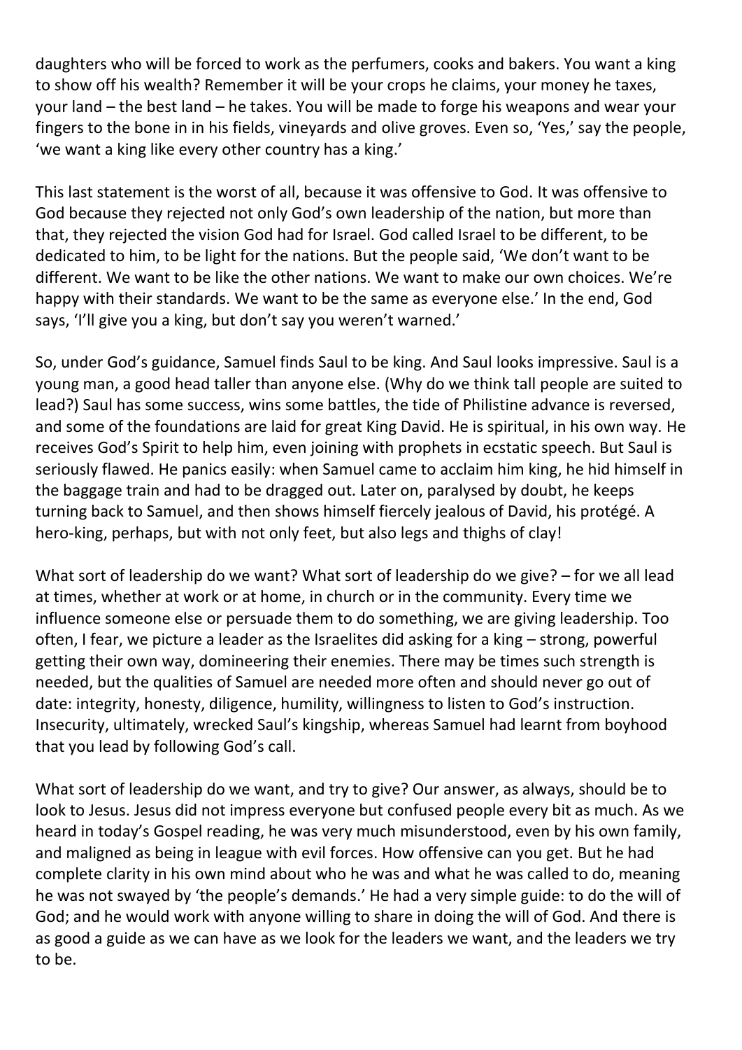daughters who will be forced to work as the perfumers, cooks and bakers. You want a king to show off his wealth? Remember it will be your crops he claims, your money he taxes, your land – the best land – he takes. You will be made to forge his weapons and wear your fingers to the bone in in his fields, vineyards and olive groves. Even so, 'Yes,' say the people, 'we want a king like every other country has a king.'

This last statement is the worst of all, because it was offensive to God. It was offensive to God because they rejected not only God's own leadership of the nation, but more than that, they rejected the vision God had for Israel. God called Israel to be different, to be dedicated to him, to be light for the nations. But the people said, 'We don't want to be different. We want to be like the other nations. We want to make our own choices. We're happy with their standards. We want to be the same as everyone else.' In the end, God says, 'I'll give you a king, but don't say you weren't warned.'

So, under God's guidance, Samuel finds Saul to be king. And Saul looks impressive. Saul is a young man, a good head taller than anyone else. (Why do we think tall people are suited to lead?) Saul has some success, wins some battles, the tide of Philistine advance is reversed, and some of the foundations are laid for great King David. He is spiritual, in his own way. He receives God's Spirit to help him, even joining with prophets in ecstatic speech. But Saul is seriously flawed. He panics easily: when Samuel came to acclaim him king, he hid himself in the baggage train and had to be dragged out. Later on, paralysed by doubt, he keeps turning back to Samuel, and then shows himself fiercely jealous of David, his protégé. A hero-king, perhaps, but with not only feet, but also legs and thighs of clay!

What sort of leadership do we want? What sort of leadership do we give? – for we all lead at times, whether at work or at home, in church or in the community. Every time we influence someone else or persuade them to do something, we are giving leadership. Too often, I fear, we picture a leader as the Israelites did asking for a king – strong, powerful getting their own way, domineering their enemies. There may be times such strength is needed, but the qualities of Samuel are needed more often and should never go out of date: integrity, honesty, diligence, humility, willingness to listen to God's instruction. Insecurity, ultimately, wrecked Saul's kingship, whereas Samuel had learnt from boyhood that you lead by following God's call.

What sort of leadership do we want, and try to give? Our answer, as always, should be to look to Jesus. Jesus did not impress everyone but confused people every bit as much. As we heard in today's Gospel reading, he was very much misunderstood, even by his own family, and maligned as being in league with evil forces. How offensive can you get. But he had complete clarity in his own mind about who he was and what he was called to do, meaning he was not swayed by 'the people's demands.' He had a very simple guide: to do the will of God; and he would work with anyone willing to share in doing the will of God. And there is as good a guide as we can have as we look for the leaders we want, and the leaders we try to be.